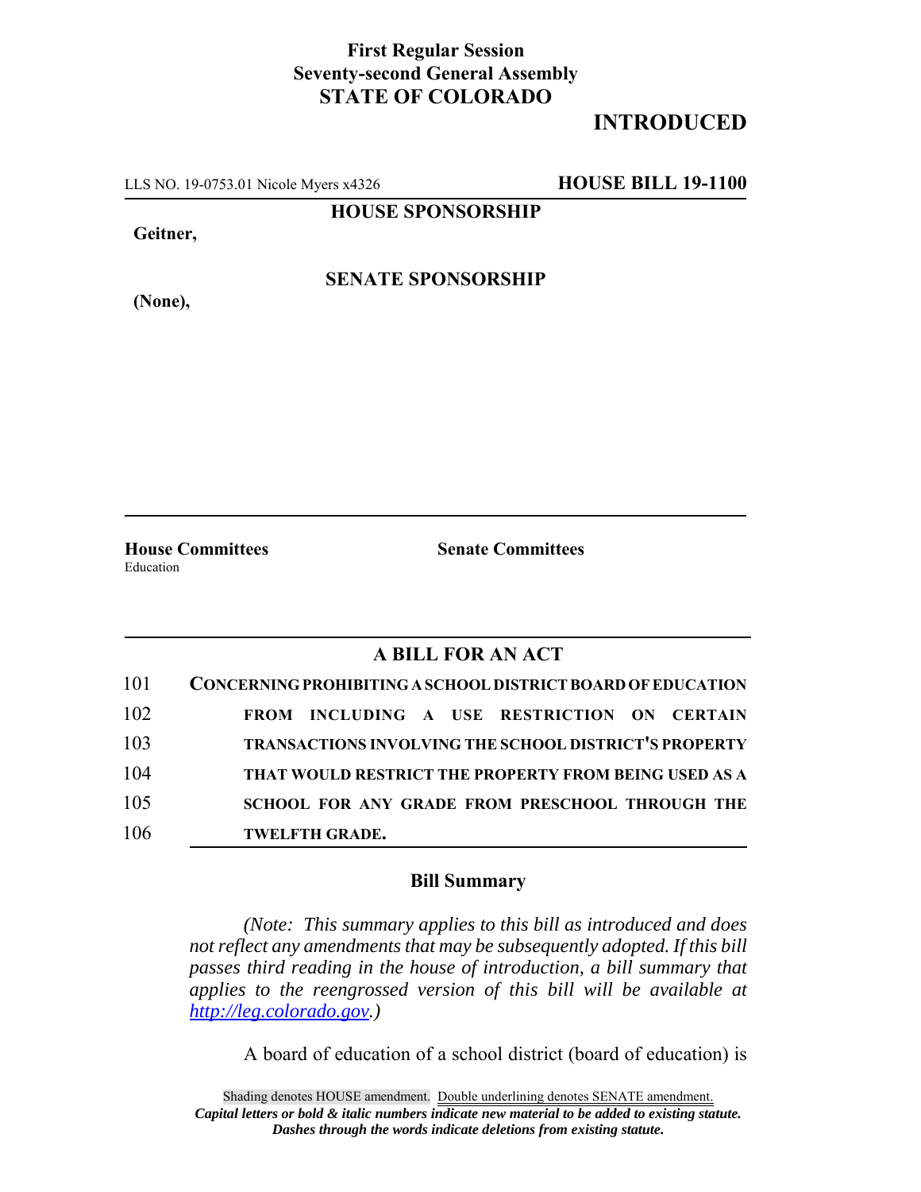**First Regular Session**
**Seventy-second General Assembly**
**STATE OF COLORADO**

**INTRODUCED**

LLS NO. 19-0753.01 Nicole Myers x4326 **HOUSE BILL 19-1100**

**HOUSE SPONSORSHIP**

**Geitner,**

**SENATE SPONSORSHIP**

**(None),**

**House Committees**
Education

**Senate Committees**

## A BILL FOR AN ACT

101 **CONCERNING PROHIBITING A SCHOOL DISTRICT BOARD OF EDUCATION**
102 **FROM INCLUDING A USE RESTRICTION ON CERTAIN**
103 **TRANSACTIONS INVOLVING THE SCHOOL DISTRICT'S PROPERTY**
104 **THAT WOULD RESTRICT THE PROPERTY FROM BEING USED AS A**
105 **SCHOOL FOR ANY GRADE FROM PRESCHOOL THROUGH THE**
106 **TWELFTH GRADE.**

### Bill Summary

*(Note: This summary applies to this bill as introduced and does not reflect any amendments that may be subsequently adopted. If this bill passes third reading in the house of introduction, a bill summary that applies to the reengrossed version of this bill will be available at http://leg.colorado.gov.)*

A board of education of a school district (board of education) is

Shading denotes HOUSE amendment. Double underlining denotes SENATE amendment.
***Capital letters or bold & italic numbers indicate new material to be added to existing statute.***
***Dashes through the words indicate deletions from existing statute.***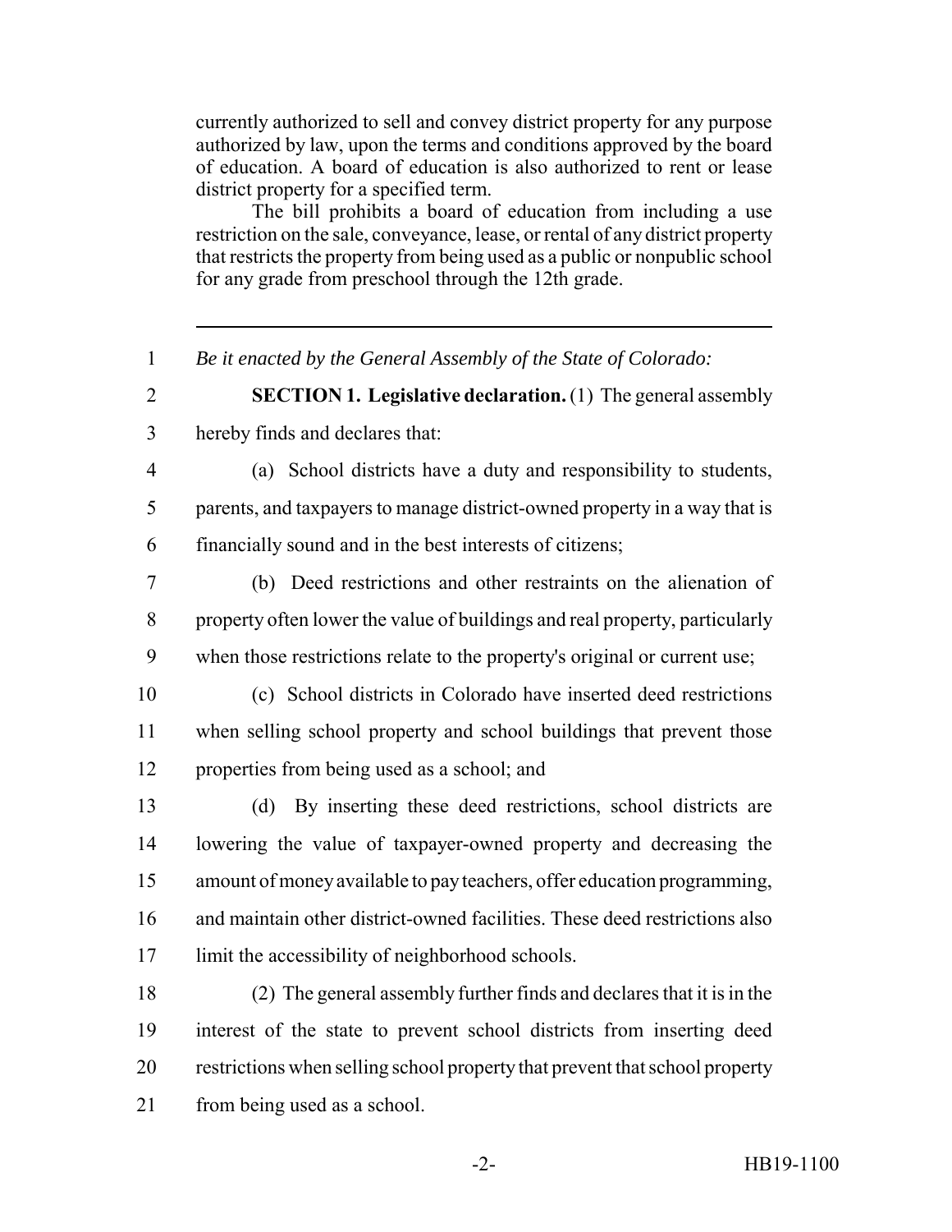currently authorized to sell and convey district property for any purpose authorized by law, upon the terms and conditions approved by the board of education. A board of education is also authorized to rent or lease district property for a specified term.

The bill prohibits a board of education from including a use restriction on the sale, conveyance, lease, or rental of any district property that restricts the property from being used as a public or nonpublic school for any grade from preschool through the 12th grade.

---

1 *Be it enacted by the General Assembly of the State of Colorado:*

2 **SECTION 1. Legislative declaration.** (1) The general assembly
3 hereby finds and declares that:

4 (a) School districts have a duty and responsibility to students,
5 parents, and taxpayers to manage district-owned property in a way that is
6 financially sound and in the best interests of citizens;

7 (b) Deed restrictions and other restraints on the alienation of
8 property often lower the value of buildings and real property, particularly
9 when those restrictions relate to the property's original or current use;

10 (c) School districts in Colorado have inserted deed restrictions
11 when selling school property and school buildings that prevent those
12 properties from being used as a school; and

13 (d) By inserting these deed restrictions, school districts are
14 lowering the value of taxpayer-owned property and decreasing the
15 amount of money available to pay teachers, offer education programming,
16 and maintain other district-owned facilities. These deed restrictions also
17 limit the accessibility of neighborhood schools.

18 (2) The general assembly further finds and declares that it is in the
19 interest of the state to prevent school districts from inserting deed
20 restrictions when selling school property that prevent that school property
21 from being used as a school.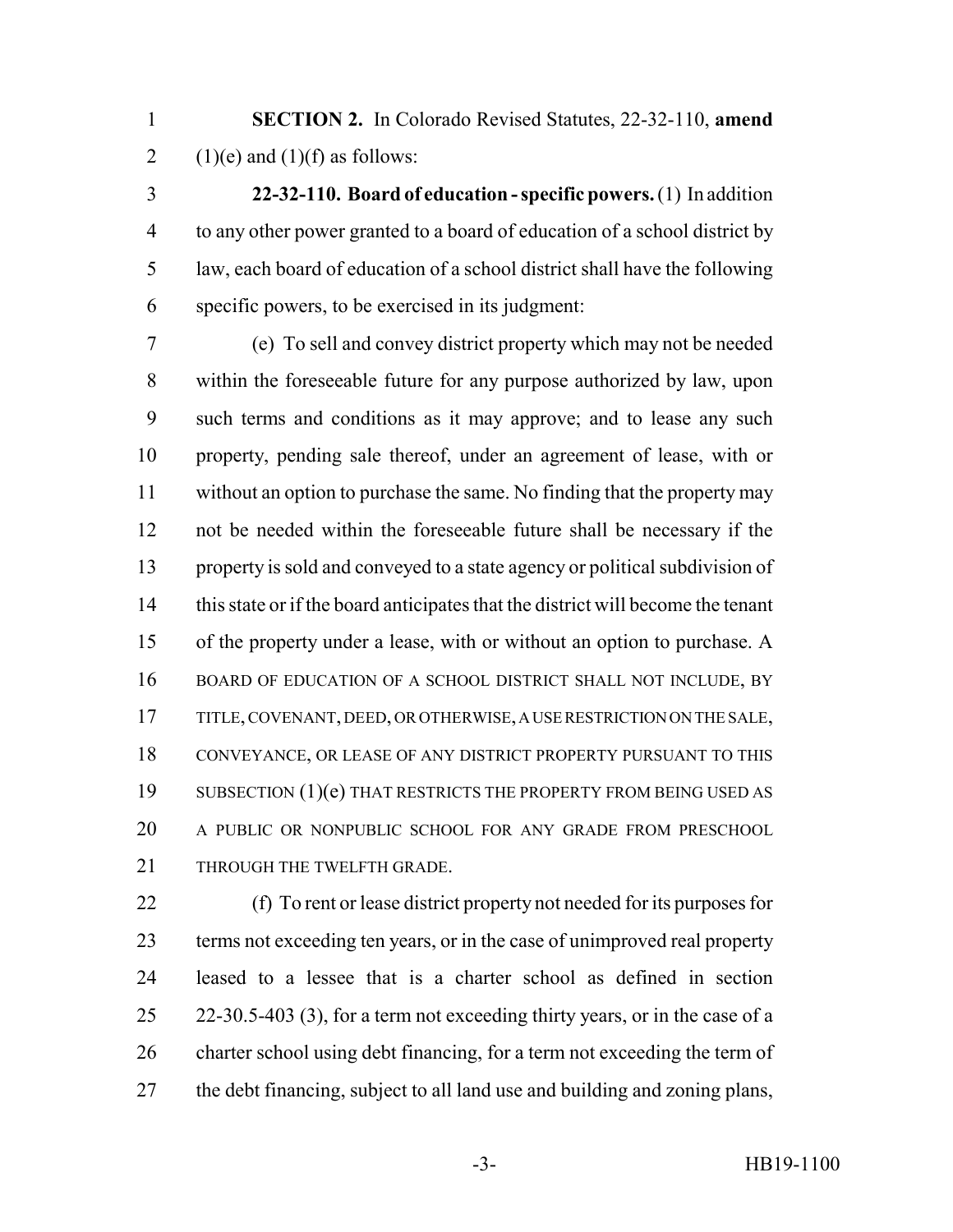**SECTION 2.** In Colorado Revised Statutes, 22-32-110, **amend** (1)(e) and (1)(f) as follows:

**22-32-110. Board of education - specific powers.** (1) In addition to any other power granted to a board of education of a school district by law, each board of education of a school district shall have the following specific powers, to be exercised in its judgment:

(e) To sell and convey district property which may not be needed within the foreseeable future for any purpose authorized by law, upon such terms and conditions as it may approve; and to lease any such property, pending sale thereof, under an agreement of lease, with or without an option to purchase the same. No finding that the property may not be needed within the foreseeable future shall be necessary if the property is sold and conveyed to a state agency or political subdivision of this state or if the board anticipates that the district will become the tenant of the property under a lease, with or without an option to purchase. A BOARD OF EDUCATION OF A SCHOOL DISTRICT SHALL NOT INCLUDE, BY TITLE, COVENANT, DEED, OR OTHERWISE, A USE RESTRICTION ON THE SALE, CONVEYANCE, OR LEASE OF ANY DISTRICT PROPERTY PURSUANT TO THIS SUBSECTION (1)(e) THAT RESTRICTS THE PROPERTY FROM BEING USED AS A PUBLIC OR NONPUBLIC SCHOOL FOR ANY GRADE FROM PRESCHOOL THROUGH THE TWELFTH GRADE.

(f) To rent or lease district property not needed for its purposes for terms not exceeding ten years, or in the case of unimproved real property leased to a lessee that is a charter school as defined in section 22-30.5-403 (3), for a term not exceeding thirty years, or in the case of a charter school using debt financing, for a term not exceeding the term of the debt financing, subject to all land use and building and zoning plans,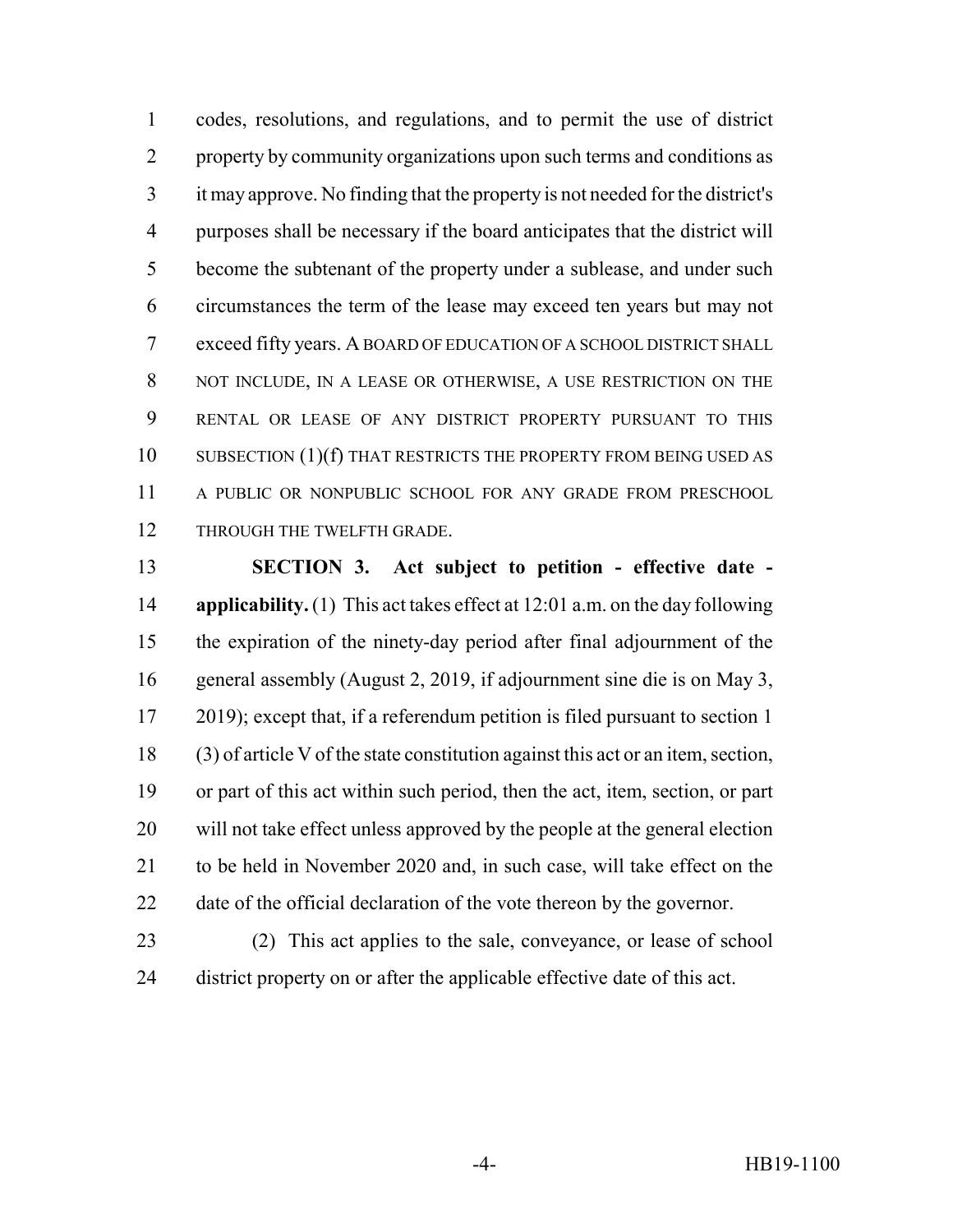codes, resolutions, and regulations, and to permit the use of district property by community organizations upon such terms and conditions as it may approve. No finding that the property is not needed for the district's purposes shall be necessary if the board anticipates that the district will become the subtenant of the property under a sublease, and under such circumstances the term of the lease may exceed ten years but may not exceed fifty years. A BOARD OF EDUCATION OF A SCHOOL DISTRICT SHALL NOT INCLUDE, IN A LEASE OR OTHERWISE, A USE RESTRICTION ON THE RENTAL OR LEASE OF ANY DISTRICT PROPERTY PURSUANT TO THIS SUBSECTION (1)(f) THAT RESTRICTS THE PROPERTY FROM BEING USED AS A PUBLIC OR NONPUBLIC SCHOOL FOR ANY GRADE FROM PRESCHOOL THROUGH THE TWELFTH GRADE.

**SECTION 3. Act subject to petition - effective date - applicability.** (1) This act takes effect at 12:01 a.m. on the day following the expiration of the ninety-day period after final adjournment of the general assembly (August 2, 2019, if adjournment sine die is on May 3, 2019); except that, if a referendum petition is filed pursuant to section 1 (3) of article V of the state constitution against this act or an item, section, or part of this act within such period, then the act, item, section, or part will not take effect unless approved by the people at the general election to be held in November 2020 and, in such case, will take effect on the date of the official declaration of the vote thereon by the governor.

(2) This act applies to the sale, conveyance, or lease of school district property on or after the applicable effective date of this act.